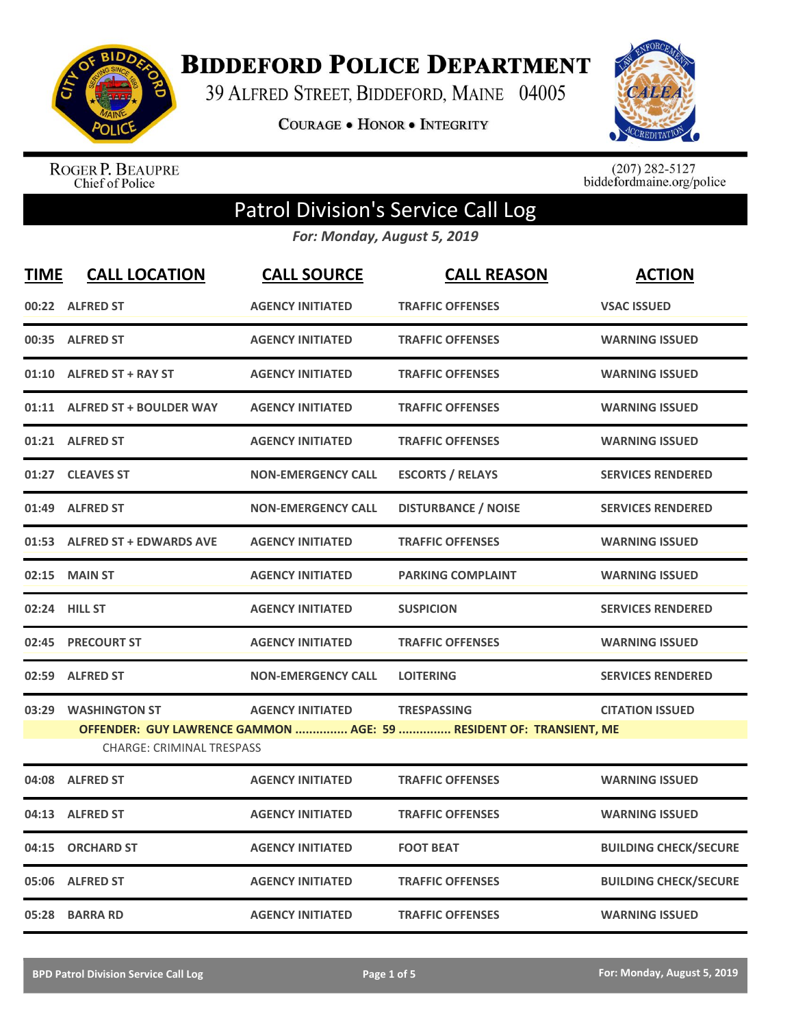# Biddeford Police Department

39 Alfred Street, Biddeford, Maine 04005

**Courage • Honor • Integrity**

Roger P. Beaupre
Chief of Police

(207) 282-5127
biddefordmaine.org/police

## Patrol Division's Service Call Log

***For: Monday, August 5, 2019***

| TIME | CALL LOCATION | CALL SOURCE | CALL REASON | ACTION |
|---|---|---|---|---|
| 00:22 | ALFRED ST | AGENCY INITIATED | TRAFFIC OFFENSES | VSAC ISSUED |
| 00:35 | ALFRED ST | AGENCY INITIATED | TRAFFIC OFFENSES | WARNING ISSUED |
| 01:10 | ALFRED ST + RAY ST | AGENCY INITIATED | TRAFFIC OFFENSES | WARNING ISSUED |
| 01:11 | ALFRED ST + BOULDER WAY | AGENCY INITIATED | TRAFFIC OFFENSES | WARNING ISSUED |
| 01:21 | ALFRED ST | AGENCY INITIATED | TRAFFIC OFFENSES | WARNING ISSUED |
| 01:27 | CLEAVES ST | NON-EMERGENCY CALL | ESCORTS / RELAYS | SERVICES RENDERED |
| 01:49 | ALFRED ST | NON-EMERGENCY CALL | DISTURBANCE / NOISE | SERVICES RENDERED |
| 01:53 | ALFRED ST + EDWARDS AVE | AGENCY INITIATED | TRAFFIC OFFENSES | WARNING ISSUED |
| 02:15 | MAIN ST | AGENCY INITIATED | PARKING COMPLAINT | WARNING ISSUED |
| 02:24 | HILL ST | AGENCY INITIATED | SUSPICION | SERVICES RENDERED |
| 02:45 | PRECOURT ST | AGENCY INITIATED | TRAFFIC OFFENSES | WARNING ISSUED |
| 02:59 | ALFRED ST | NON-EMERGENCY CALL | LOITERING | SERVICES RENDERED |
| 03:29 | WASHINGTON ST | AGENCY INITIATED | TRESPASSING | CITATION ISSUED |
| | **OFFENDER: GUY LAWRENCE GAMMON ............... AGE: 59 ............... RESIDENT OF: TRANSIENT, ME** | | | |
| | CHARGE: CRIMINAL TRESPASS | | | |
| 04:08 | ALFRED ST | AGENCY INITIATED | TRAFFIC OFFENSES | WARNING ISSUED |
| 04:13 | ALFRED ST | AGENCY INITIATED | TRAFFIC OFFENSES | WARNING ISSUED |
| 04:15 | ORCHARD ST | AGENCY INITIATED | FOOT BEAT | BUILDING CHECK/SECURE |
| 05:06 | ALFRED ST | AGENCY INITIATED | TRAFFIC OFFENSES | BUILDING CHECK/SECURE |
| 05:28 | BARRA RD | AGENCY INITIATED | TRAFFIC OFFENSES | WARNING ISSUED |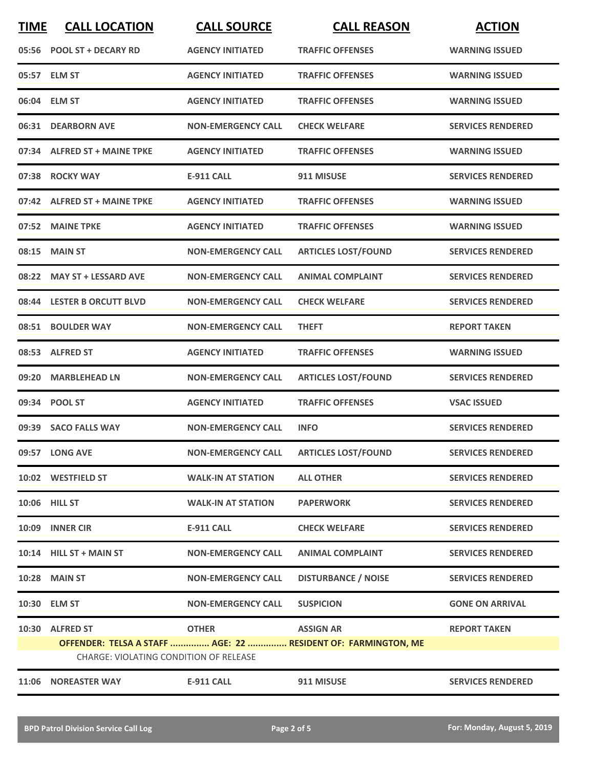| TIME | CALL LOCATION | CALL SOURCE | CALL REASON | ACTION |
|---|---|---|---|---|
| 05:56 | POOL ST + DECARY RD | AGENCY INITIATED | TRAFFIC OFFENSES | WARNING ISSUED |
| 05:57 | ELM ST | AGENCY INITIATED | TRAFFIC OFFENSES | WARNING ISSUED |
| 06:04 | ELM ST | AGENCY INITIATED | TRAFFIC OFFENSES | WARNING ISSUED |
| 06:31 | DEARBORN AVE | NON-EMERGENCY CALL | CHECK WELFARE | SERVICES RENDERED |
| 07:34 | ALFRED ST + MAINE TPKE | AGENCY INITIATED | TRAFFIC OFFENSES | WARNING ISSUED |
| 07:38 | ROCKY WAY | E-911 CALL | 911 MISUSE | SERVICES RENDERED |
| 07:42 | ALFRED ST + MAINE TPKE | AGENCY INITIATED | TRAFFIC OFFENSES | WARNING ISSUED |
| 07:52 | MAINE TPKE | AGENCY INITIATED | TRAFFIC OFFENSES | WARNING ISSUED |
| 08:15 | MAIN ST | NON-EMERGENCY CALL | ARTICLES LOST/FOUND | SERVICES RENDERED |
| 08:22 | MAY ST + LESSARD AVE | NON-EMERGENCY CALL | ANIMAL COMPLAINT | SERVICES RENDERED |
| 08:44 | LESTER B ORCUTT BLVD | NON-EMERGENCY CALL | CHECK WELFARE | SERVICES RENDERED |
| 08:51 | BOULDER WAY | NON-EMERGENCY CALL | THEFT | REPORT TAKEN |
| 08:53 | ALFRED ST | AGENCY INITIATED | TRAFFIC OFFENSES | WARNING ISSUED |
| 09:20 | MARBLEHEAD LN | NON-EMERGENCY CALL | ARTICLES LOST/FOUND | SERVICES RENDERED |
| 09:34 | POOL ST | AGENCY INITIATED | TRAFFIC OFFENSES | VSAC ISSUED |
| 09:39 | SACO FALLS WAY | NON-EMERGENCY CALL | INFO | SERVICES RENDERED |
| 09:57 | LONG AVE | NON-EMERGENCY CALL | ARTICLES LOST/FOUND | SERVICES RENDERED |
| 10:02 | WESTFIELD ST | WALK-IN AT STATION | ALL OTHER | SERVICES RENDERED |
| 10:06 | HILL ST | WALK-IN AT STATION | PAPERWORK | SERVICES RENDERED |
| 10:09 | INNER CIR | E-911 CALL | CHECK WELFARE | SERVICES RENDERED |
| 10:14 | HILL ST + MAIN ST | NON-EMERGENCY CALL | ANIMAL COMPLAINT | SERVICES RENDERED |
| 10:28 | MAIN ST | NON-EMERGENCY CALL | DISTURBANCE / NOISE | SERVICES RENDERED |
| 10:30 | ELM ST | NON-EMERGENCY CALL | SUSPICION | GONE ON ARRIVAL |
| 10:30 | ALFRED ST | OTHER | ASSIGN AR | REPORT TAKEN |
| | OFFENDER: TELSA A STAFF ............... AGE: 22 ............... RESIDENT OF: FARMINGTON, ME<br>CHARGE: VIOLATING CONDITION OF RELEASE | | | |
| 11:06 | NOREASTER WAY | E-911 CALL | 911 MISUSE | SERVICES RENDERED |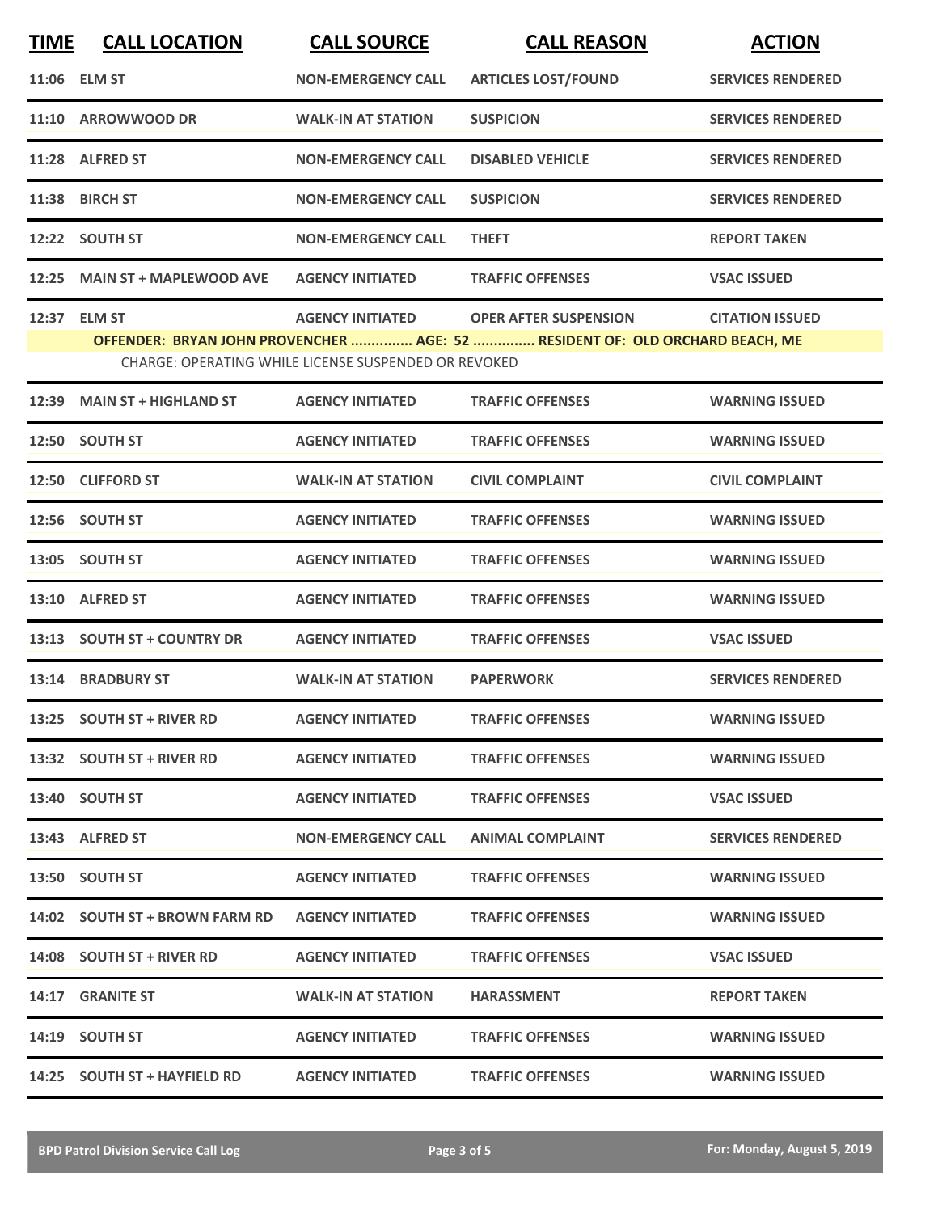| TIME | CALL LOCATION | CALL SOURCE | CALL REASON | ACTION |
|---|---|---|---|---|
| 11:06 | ELM ST | NON-EMERGENCY CALL | ARTICLES LOST/FOUND | SERVICES RENDERED |
| 11:10 | ARROWWOOD DR | WALK-IN AT STATION | SUSPICION | SERVICES RENDERED |
| 11:28 | ALFRED ST | NON-EMERGENCY CALL | DISABLED VEHICLE | SERVICES RENDERED |
| 11:38 | BIRCH ST | NON-EMERGENCY CALL | SUSPICION | SERVICES RENDERED |
| 12:22 | SOUTH ST | NON-EMERGENCY CALL | THEFT | REPORT TAKEN |
| 12:25 | MAIN ST + MAPLEWOOD AVE | AGENCY INITIATED | TRAFFIC OFFENSES | VSAC ISSUED |
| 12:37 | ELM ST | AGENCY INITIATED | OPER AFTER SUSPENSION | CITATION ISSUED |
| | OFFENDER: BRYAN JOHN PROVENCHER ............... AGE: 52 ............... RESIDENT OF: OLD ORCHARD BEACH, ME | | | |
| | CHARGE: OPERATING WHILE LICENSE SUSPENDED OR REVOKED | | | |
| 12:39 | MAIN ST + HIGHLAND ST | AGENCY INITIATED | TRAFFIC OFFENSES | WARNING ISSUED |
| 12:50 | SOUTH ST | AGENCY INITIATED | TRAFFIC OFFENSES | WARNING ISSUED |
| 12:50 | CLIFFORD ST | WALK-IN AT STATION | CIVIL COMPLAINT | CIVIL COMPLAINT |
| 12:56 | SOUTH ST | AGENCY INITIATED | TRAFFIC OFFENSES | WARNING ISSUED |
| 13:05 | SOUTH ST | AGENCY INITIATED | TRAFFIC OFFENSES | WARNING ISSUED |
| 13:10 | ALFRED ST | AGENCY INITIATED | TRAFFIC OFFENSES | WARNING ISSUED |
| 13:13 | SOUTH ST + COUNTRY DR | AGENCY INITIATED | TRAFFIC OFFENSES | VSAC ISSUED |
| 13:14 | BRADBURY ST | WALK-IN AT STATION | PAPERWORK | SERVICES RENDERED |
| 13:25 | SOUTH ST + RIVER RD | AGENCY INITIATED | TRAFFIC OFFENSES | WARNING ISSUED |
| 13:32 | SOUTH ST + RIVER RD | AGENCY INITIATED | TRAFFIC OFFENSES | WARNING ISSUED |
| 13:40 | SOUTH ST | AGENCY INITIATED | TRAFFIC OFFENSES | VSAC ISSUED |
| 13:43 | ALFRED ST | NON-EMERGENCY CALL | ANIMAL COMPLAINT | SERVICES RENDERED |
| 13:50 | SOUTH ST | AGENCY INITIATED | TRAFFIC OFFENSES | WARNING ISSUED |
| 14:02 | SOUTH ST + BROWN FARM RD | AGENCY INITIATED | TRAFFIC OFFENSES | WARNING ISSUED |
| 14:08 | SOUTH ST + RIVER RD | AGENCY INITIATED | TRAFFIC OFFENSES | VSAC ISSUED |
| 14:17 | GRANITE ST | WALK-IN AT STATION | HARASSMENT | REPORT TAKEN |
| 14:19 | SOUTH ST | AGENCY INITIATED | TRAFFIC OFFENSES | WARNING ISSUED |
| 14:25 | SOUTH ST + HAYFIELD RD | AGENCY INITIATED | TRAFFIC OFFENSES | WARNING ISSUED |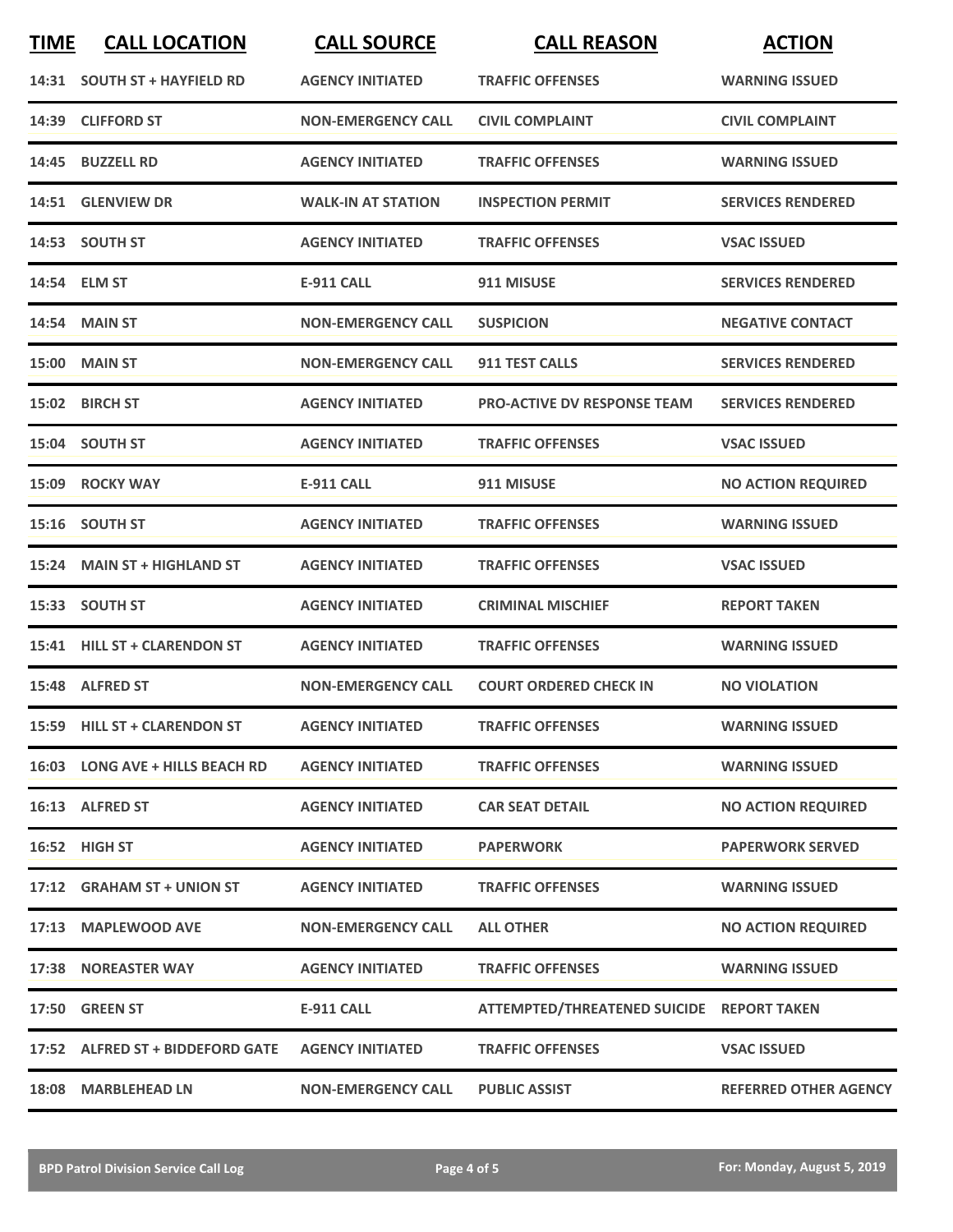| TIME | CALL LOCATION | CALL SOURCE | CALL REASON | ACTION |
|---|---|---|---|---|
| 14:31 | SOUTH ST + HAYFIELD RD | AGENCY INITIATED | TRAFFIC OFFENSES | WARNING ISSUED |
| 14:39 | CLIFFORD ST | NON-EMERGENCY CALL | CIVIL COMPLAINT | CIVIL COMPLAINT |
| 14:45 | BUZZELL RD | AGENCY INITIATED | TRAFFIC OFFENSES | WARNING ISSUED |
| 14:51 | GLENVIEW DR | WALK-IN AT STATION | INSPECTION PERMIT | SERVICES RENDERED |
| 14:53 | SOUTH ST | AGENCY INITIATED | TRAFFIC OFFENSES | VSAC ISSUED |
| 14:54 | ELM ST | E-911 CALL | 911 MISUSE | SERVICES RENDERED |
| 14:54 | MAIN ST | NON-EMERGENCY CALL | SUSPICION | NEGATIVE CONTACT |
| 15:00 | MAIN ST | NON-EMERGENCY CALL | 911 TEST CALLS | SERVICES RENDERED |
| 15:02 | BIRCH ST | AGENCY INITIATED | PRO-ACTIVE DV RESPONSE TEAM | SERVICES RENDERED |
| 15:04 | SOUTH ST | AGENCY INITIATED | TRAFFIC OFFENSES | VSAC ISSUED |
| 15:09 | ROCKY WAY | E-911 CALL | 911 MISUSE | NO ACTION REQUIRED |
| 15:16 | SOUTH ST | AGENCY INITIATED | TRAFFIC OFFENSES | WARNING ISSUED |
| 15:24 | MAIN ST + HIGHLAND ST | AGENCY INITIATED | TRAFFIC OFFENSES | VSAC ISSUED |
| 15:33 | SOUTH ST | AGENCY INITIATED | CRIMINAL MISCHIEF | REPORT TAKEN |
| 15:41 | HILL ST + CLARENDON ST | AGENCY INITIATED | TRAFFIC OFFENSES | WARNING ISSUED |
| 15:48 | ALFRED ST | NON-EMERGENCY CALL | COURT ORDERED CHECK IN | NO VIOLATION |
| 15:59 | HILL ST + CLARENDON ST | AGENCY INITIATED | TRAFFIC OFFENSES | WARNING ISSUED |
| 16:03 | LONG AVE + HILLS BEACH RD | AGENCY INITIATED | TRAFFIC OFFENSES | WARNING ISSUED |
| 16:13 | ALFRED ST | AGENCY INITIATED | CAR SEAT DETAIL | NO ACTION REQUIRED |
| 16:52 | HIGH ST | AGENCY INITIATED | PAPERWORK | PAPERWORK SERVED |
| 17:12 | GRAHAM ST + UNION ST | AGENCY INITIATED | TRAFFIC OFFENSES | WARNING ISSUED |
| 17:13 | MAPLEWOOD AVE | NON-EMERGENCY CALL | ALL OTHER | NO ACTION REQUIRED |
| 17:38 | NOREASTER WAY | AGENCY INITIATED | TRAFFIC OFFENSES | WARNING ISSUED |
| 17:50 | GREEN ST | E-911 CALL | ATTEMPTED/THREATENED SUICIDE | REPORT TAKEN |
| 17:52 | ALFRED ST + BIDDEFORD GATE | AGENCY INITIATED | TRAFFIC OFFENSES | VSAC ISSUED |
| 18:08 | MARBLEHEAD LN | NON-EMERGENCY CALL | PUBLIC ASSIST | REFERRED OTHER AGENCY |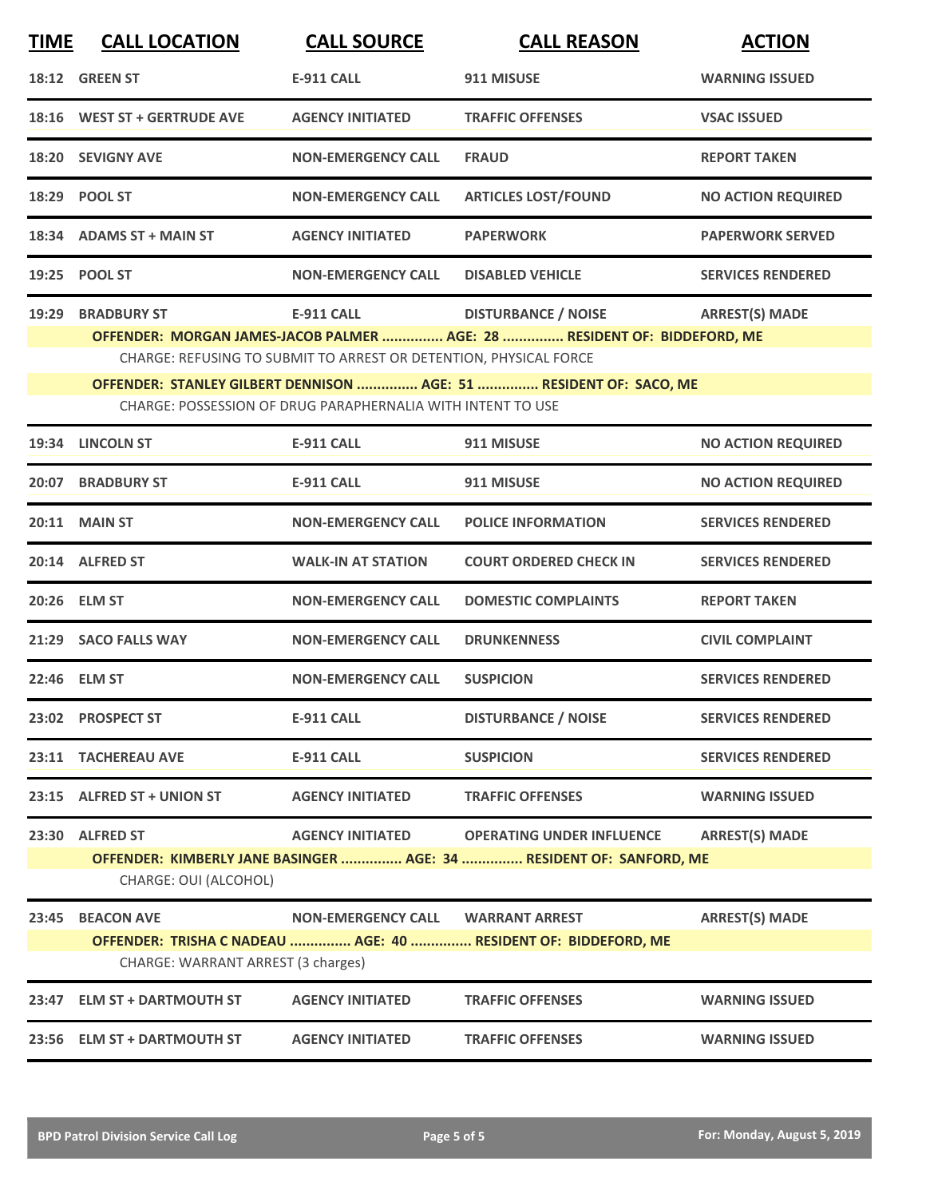| TIME | CALL LOCATION | CALL SOURCE | CALL REASON | ACTION |
|---|---|---|---|---|
| 18:12 | GREEN ST | E-911 CALL | 911 MISUSE | WARNING ISSUED |
| 18:16 | WEST ST + GERTRUDE AVE | AGENCY INITIATED | TRAFFIC OFFENSES | VSAC ISSUED |
| 18:20 | SEVIGNY AVE | NON-EMERGENCY CALL | FRAUD | REPORT TAKEN |
| 18:29 | POOL ST | NON-EMERGENCY CALL | ARTICLES LOST/FOUND | NO ACTION REQUIRED |
| 18:34 | ADAMS ST + MAIN ST | AGENCY INITIATED | PAPERWORK | PAPERWORK SERVED |
| 19:25 | POOL ST | NON-EMERGENCY CALL | DISABLED VEHICLE | SERVICES RENDERED |
| 19:29 | BRADBURY ST | E-911 CALL | DISTURBANCE / NOISE | ARREST(S) MADE |

**OFFENDER: MORGAN JAMES-JACOB PALMER ............... AGE: 28 ............... RESIDENT OF: BIDDEFORD, ME**

CHARGE: REFUSING TO SUBMIT TO ARREST OR DETENTION, PHYSICAL FORCE

**OFFENDER: STANLEY GILBERT DENNISON ............... AGE: 51 ............... RESIDENT OF: SACO, ME**

CHARGE: POSSESSION OF DRUG PARAPHERNALIA WITH INTENT TO USE

| TIME | CALL LOCATION | CALL SOURCE | CALL REASON | ACTION |
|---|---|---|---|---|
| 19:34 | LINCOLN ST | E-911 CALL | 911 MISUSE | NO ACTION REQUIRED |
| 20:07 | BRADBURY ST | E-911 CALL | 911 MISUSE | NO ACTION REQUIRED |
| 20:11 | MAIN ST | NON-EMERGENCY CALL | POLICE INFORMATION | SERVICES RENDERED |
| 20:14 | ALFRED ST | WALK-IN AT STATION | COURT ORDERED CHECK IN | SERVICES RENDERED |
| 20:26 | ELM ST | NON-EMERGENCY CALL | DOMESTIC COMPLAINTS | REPORT TAKEN |
| 21:29 | SACO FALLS WAY | NON-EMERGENCY CALL | DRUNKENNESS | CIVIL COMPLAINT |
| 22:46 | ELM ST | NON-EMERGENCY CALL | SUSPICION | SERVICES RENDERED |
| 23:02 | PROSPECT ST | E-911 CALL | DISTURBANCE / NOISE | SERVICES RENDERED |
| 23:11 | TACHEREAU AVE | E-911 CALL | SUSPICION | SERVICES RENDERED |
| 23:15 | ALFRED ST + UNION ST | AGENCY INITIATED | TRAFFIC OFFENSES | WARNING ISSUED |
| 23:30 | ALFRED ST | AGENCY INITIATED | OPERATING UNDER INFLUENCE | ARREST(S) MADE |

**OFFENDER: KIMBERLY JANE BASINGER ............... AGE: 34 ............... RESIDENT OF: SANFORD, ME**

CHARGE: OUI (ALCOHOL)

| TIME | CALL LOCATION | CALL SOURCE | CALL REASON | ACTION |
|---|---|---|---|---|
| 23:45 | BEACON AVE | NON-EMERGENCY CALL | WARRANT ARREST | ARREST(S) MADE |

**OFFENDER: TRISHA C NADEAU ............... AGE: 40 ............... RESIDENT OF: BIDDEFORD, ME**

CHARGE: WARRANT ARREST (3 charges)

| TIME | CALL LOCATION | CALL SOURCE | CALL REASON | ACTION |
|---|---|---|---|---|
| 23:47 | ELM ST + DARTMOUTH ST | AGENCY INITIATED | TRAFFIC OFFENSES | WARNING ISSUED |
| 23:56 | ELM ST + DARTMOUTH ST | AGENCY INITIATED | TRAFFIC OFFENSES | WARNING ISSUED |